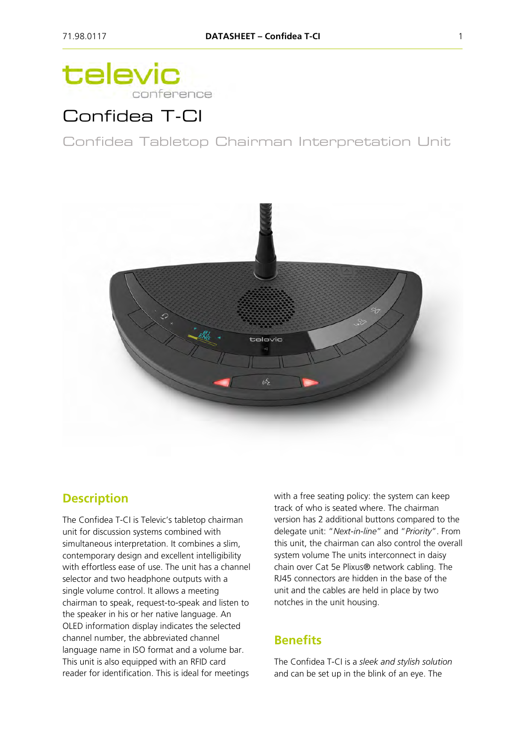televic conference

# Confidea T-CI

## Confidea Tabletop Chairman Interpretation Unit

## Description

The Confidea T-CI is Televic's tabletop chairman unit for discussion systems combined with simultaneous interpretation. It combines a slim, contemporary design and excellent intelligibility with effortless ease of use. The unit has a channel selector and two headphone outputs with a single volume control. It allows a meeting chairman to speak, request-to-speak and listen to the speaker in his or her native language. An OLED information display indicates the selected channel number, the abbreviated channel language name in ISO format and a volume bar. This unit is also equipped with an RFID card reader for identification. This is ideal for meetings with a free seating policy: the system can keep track of who is seated where. The chairman version has 2 additional buttons compared to the delegate unit: "*Next-in-line*" and "*Priority*". From this unit, the chairman can also control the overall system volume The units interconnect in daisy chain over Cat 5e Plixus® network cabling. The RJ45 connectors are hidden in the base of the unit and the cables are held in place by two notches in the unit housing.

## Benefits

The Confidea T-CI is a *sleek and stylish solution* and can be set up in the blink of an eye. The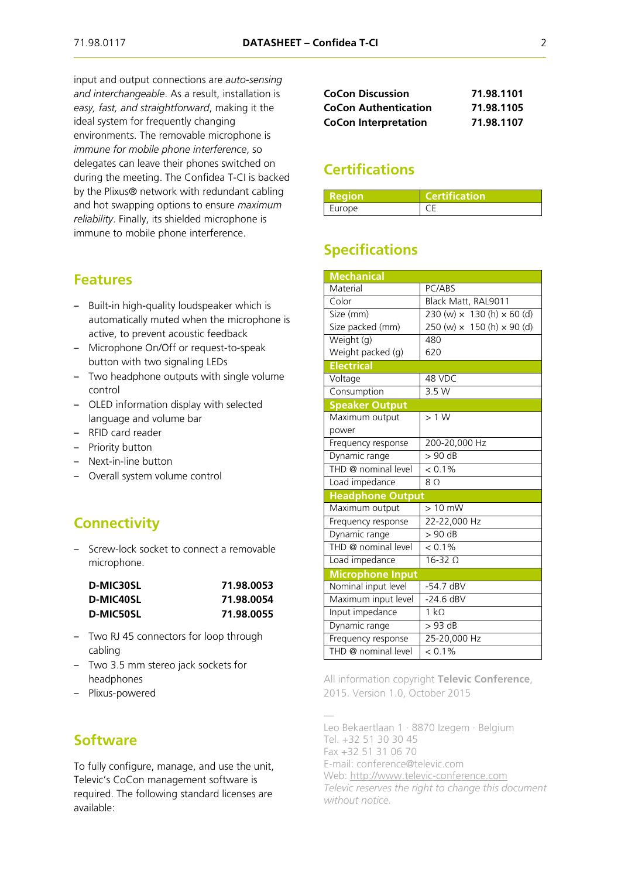input and output connections are *auto-sensing and interchangeable*. As a result, installation is *easy, fast, and straightforward*, making it the ideal system for frequently changing environments. The removable microphone is *immune for mobile phone interference*, so delegates can leave their phones switched on during the meeting. The Confidea T-CI is backed by the Plixus® network with redundant cabling and hot swapping options to ensure *maximum reliability*. Finally, its shielded microphone is immune to mobile phone interference.

## Features

- Built-in high-quality loudspeaker which is automatically muted when the microphone is active, to prevent acoustic feedback
- Microphone On/Off or request-to-speak button with two signaling LEDs
- Two headphone outputs with single volume control
- OLED information display with selected language and volume bar
- RFID card reader
- Priority button
- Next-in-line button
- Overall system volume control

## Connectivity

- Screw-lock socket to connect a removable microphone.

| | |
|---|---|
| **D-MIC30SL** | **71.98.0053** |
| **D-MIC40SL** | **71.98.0054** |
| **D-MIC50SL** | **71.98.0055** |

- Two RJ 45 connectors for loop through cabling
- Two 3.5 mm stereo jack sockets for headphones
- Plixus-powered

## Software

To fully configure, manage, and use the unit, Televic's CoCon management software is required. The following standard licenses are available:

| | |
|---|---|
| **CoCon Discussion** | **71.98.1101** |
| **CoCon Authentication** | **71.98.1105** |
| **CoCon Interpretation** | **71.98.1107** |

## Certifications

| Region | Certification |
|---|---|
| Europe | CE |

## Specifications

| **Mechanical** | |
|---|---|
| Material | PC/ABS |
| Color | Black Matt, RAL9011 |
| Size (mm) | 230 (w) × 130 (h) × 60 (d) |
| Size packed (mm) | 250 (w) × 150 (h) × 90 (d) |
| Weight (g) | 480 |
| Weight packed (g) | 620 |
| **Electrical** | |
| Voltage | 48 VDC |
| Consumption | 3.5 W |
| **Speaker Output** | |
| Maximum output power | > 1 W |
| Frequency response | 200-20,000 Hz |
| Dynamic range | > 90 dB |
| THD @ nominal level | < 0.1% |
| Load impedance | 8 Ω |
| **Headphone Output** | |
| Maximum output | > 10 mW |
| Frequency response | 22-22,000 Hz |
| Dynamic range | > 90 dB |
| THD @ nominal level | < 0.1% |
| Load impedance | 16-32 Ω |
| **Microphone Input** | |
| Nominal input level | -54.7 dBV |
| Maximum input level | -24.6 dBV |
| Input impedance | 1 kΩ |
| Dynamic range | > 93 dB |
| Frequency response | 25-20,000 Hz |
| THD @ nominal level | < 0.1% |

All information copyright **Televic Conference**, 2015. Version 1.0, October 2015

—

Leo Bekaertlaan 1 · 8870 Izegem · Belgium
Tel. +32 51 30 30 45
Fax +32 51 31 06 70
E-mail: conference@televic.com
Web: http://www.televic-conference.com
*Televic reserves the right to change this document without notice.*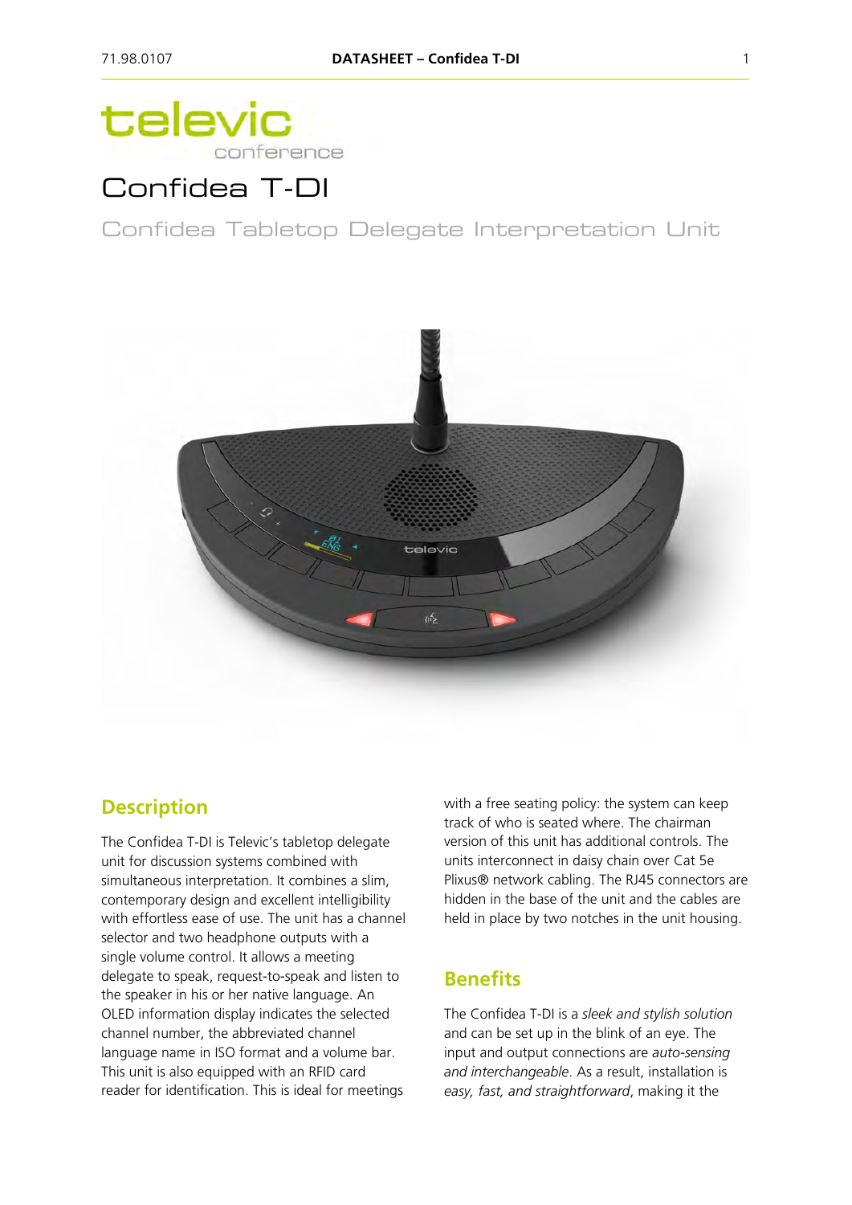# televic conference

# Confidea T-DI

## Confidea Tabletop Delegate Interpretation Unit

## Description

The Confidea T-DI is Televic's tabletop delegate unit for discussion systems combined with simultaneous interpretation. It combines a slim, contemporary design and excellent intelligibility with effortless ease of use. The unit has a channel selector and two headphone outputs with a single volume control. It allows a meeting delegate to speak, request-to-speak and listen to the speaker in his or her native language. An OLED information display indicates the selected channel number, the abbreviated channel language name in ISO format and a volume bar. This unit is also equipped with an RFID card reader for identification. This is ideal for meetings with a free seating policy: the system can keep track of who is seated where. The chairman version of this unit has additional controls. The units interconnect in daisy chain over Cat 5e Plixus® network cabling. The RJ45 connectors are hidden in the base of the unit and the cables are held in place by two notches in the unit housing.

## Benefits

The Confidea T-DI is a *sleek and stylish solution* and can be set up in the blink of an eye. The input and output connections are *auto-sensing and interchangeable*. As a result, installation is *easy, fast, and straightforward*, making it the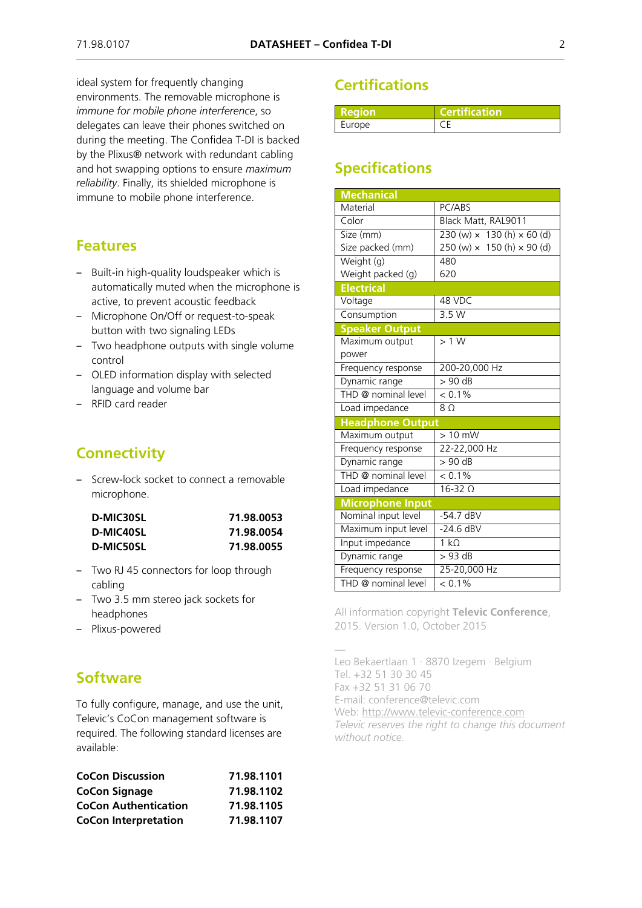ideal system for frequently changing environments. The removable microphone is *immune for mobile phone interference*, so delegates can leave their phones switched on during the meeting. The Confidea T-DI is backed by the Plixus® network with redundant cabling and hot swapping options to ensure *maximum reliability*. Finally, its shielded microphone is immune to mobile phone interference.

## Features

- Built-in high-quality loudspeaker which is automatically muted when the microphone is active, to prevent acoustic feedback
- Microphone On/Off or request-to-speak button with two signaling LEDs
- Two headphone outputs with single volume control
- OLED information display with selected language and volume bar
- RFID card reader

## Connectivity

- Screw-lock socket to connect a removable microphone.

| | |
|---|---|
| **D-MIC30SL** | **71.98.0053** |
| **D-MIC40SL** | **71.98.0054** |
| **D-MIC50SL** | **71.98.0055** |

- Two RJ 45 connectors for loop through cabling
- Two 3.5 mm stereo jack sockets for headphones
- Plixus-powered

## Software

To fully configure, manage, and use the unit, Televic's CoCon management software is required. The following standard licenses are available:

| | |
|---|---|
| **CoCon Discussion** | **71.98.1101** |
| **CoCon Signage** | **71.98.1102** |
| **CoCon Authentication** | **71.98.1105** |
| **CoCon Interpretation** | **71.98.1107** |

## Certifications

| Region | Certification |
|---|---|
| Europe | CE |

## Specifications

| | |
|---|---|
| **Mechanical** | |
| Material | PC/ABS |
| Color | Black Matt, RAL9011 |
| Size (mm)<br>Size packed (mm) | 230 (w) × 130 (h) × 60 (d)<br>250 (w) × 150 (h) × 90 (d) |
| Weight (g)<br>Weight packed (g) | 480<br>620 |
| **Electrical** | |
| Voltage | 48 VDC |
| Consumption | 3.5 W |
| **Speaker Output** | |
| Maximum output power | > 1 W |
| Frequency response | 200-20,000 Hz |
| Dynamic range | > 90 dB |
| THD @ nominal level | < 0.1% |
| Load impedance | 8 Ω |
| **Headphone Output** | |
| Maximum output | > 10 mW |
| Frequency response | 22-22,000 Hz |
| Dynamic range | > 90 dB |
| THD @ nominal level | < 0.1% |
| Load impedance | 16-32 Ω |
| **Microphone Input** | |
| Nominal input level | -54.7 dBV |
| Maximum input level | -24.6 dBV |
| Input impedance | 1 kΩ |
| Dynamic range | > 93 dB |
| Frequency response | 25-20,000 Hz |
| THD @ nominal level | < 0.1% |

All information copyright **Televic Conference**, 2015. Version 1.0, October 2015

—
Leo Bekaertlaan 1 · 8870 Izegem · Belgium
Tel. +32 51 30 30 45
Fax +32 51 31 06 70
E-mail: conference@televic.com
Web: http://www.televic-conference.com
*Televic reserves the right to change this document without notice.*